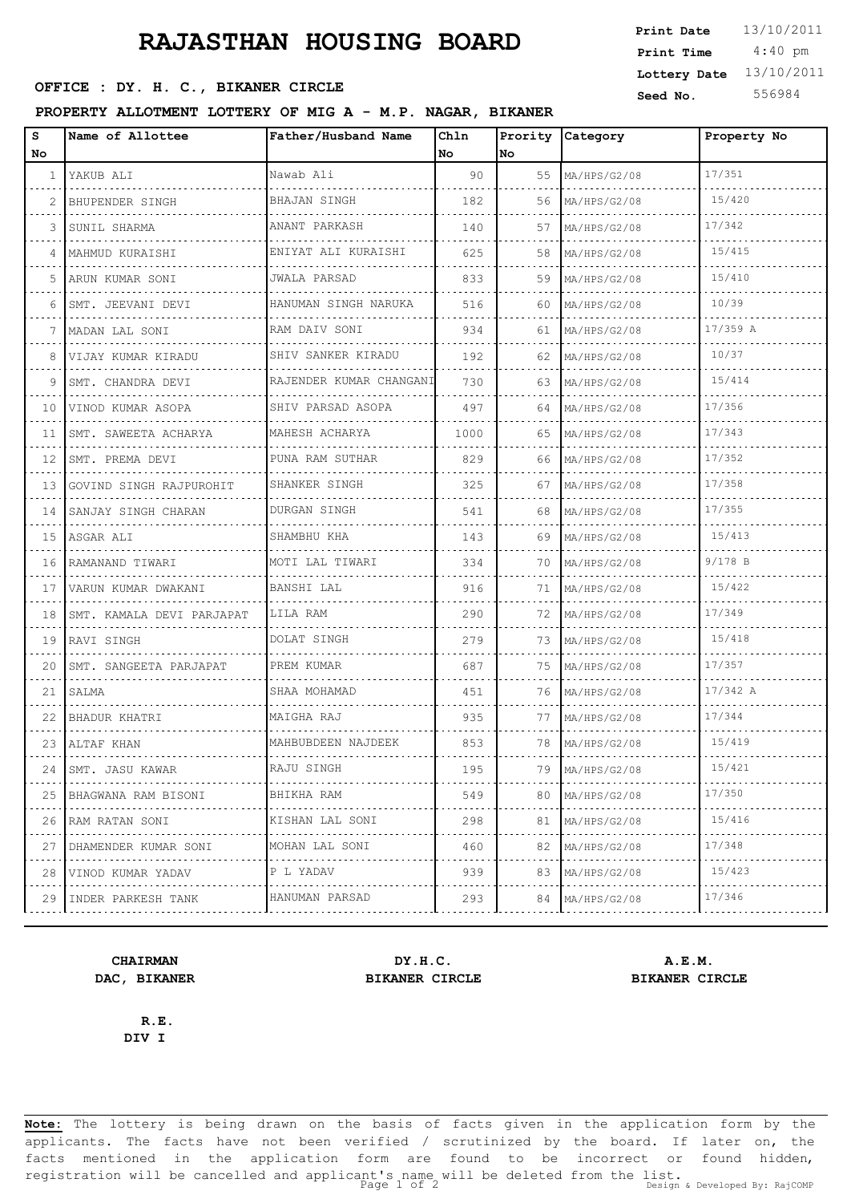# RAJASTHAN HOUSING BOARD

**Print Date** 13/10/2011
**Print Time** 4:40 pm
**Lottery Date** 13/10/2011
**Seed No.** 556984

**OFFICE : DY. H. C., BIKANER CIRCLE**

**PROPERTY ALLOTMENT LOTTERY OF MIG A - M.P. NAGAR, BIKANER**

| S No | Name of Allottee | Father/Husband Name | Chln No | Prority No | Category | Property No |
|---|---|---|---|---|---|---|
| 1 | YAKUB ALI | Nawab Ali | 90 | 55 | MA/HPS/G2/08 | 17/351 |
| 2 | BHUPENDER SINGH | BHAJAN SINGH | 182 | 56 | MA/HPS/G2/08 | 15/420 |
| 3 | SUNIL SHARMA | ANANT PARKASH | 140 | 57 | MA/HPS/G2/08 | 17/342 |
| 4 | MAHMUD KURAISHI | ENIYAT ALI KURAISHI | 625 | 58 | MA/HPS/G2/08 | 15/415 |
| 5 | ARUN KUMAR SONI | JWALA PARSAD | 833 | 59 | MA/HPS/G2/08 | 15/410 |
| 6 | SMT. JEEVANI DEVI | HANUMAN SINGH NARUKA | 516 | 60 | MA/HPS/G2/08 | 10/39 |
| 7 | MADAN LAL SONI | RAM DAIV SONI | 934 | 61 | MA/HPS/G2/08 | 17/359 A |
| 8 | VIJAY KUMAR KIRADU | SHIV SANKER KIRADU | 192 | 62 | MA/HPS/G2/08 | 10/37 |
| 9 | SMT. CHANDRA DEVI | RAJENDER KUMAR CHANGANI | 730 | 63 | MA/HPS/G2/08 | 15/414 |
| 10 | VINOD KUMAR ASOPA | SHIV PARSAD ASOPA | 497 | 64 | MA/HPS/G2/08 | 17/356 |
| 11 | SMT. SAWEETA ACHARYA | MAHESH ACHARYA | 1000 | 65 | MA/HPS/G2/08 | 17/343 |
| 12 | SMT. PREMA DEVI | PUNA RAM SUTHAR | 829 | 66 | MA/HPS/G2/08 | 17/352 |
| 13 | GOVIND SINGH RAJPUROHIT | SHANKER SINGH | 325 | 67 | MA/HPS/G2/08 | 17/358 |
| 14 | SANJAY SINGH CHARAN | DURGAN SINGH | 541 | 68 | MA/HPS/G2/08 | 17/355 |
| 15 | ASGAR ALI | SHAMBHU KHA | 143 | 69 | MA/HPS/G2/08 | 15/413 |
| 16 | RAMANAND TIWARI | MOTI LAL TIWARI | 334 | 70 | MA/HPS/G2/08 | 9/178 B |
| 17 | VARUN KUMAR DWAKANI | BANSHI LAL | 916 | 71 | MA/HPS/G2/08 | 15/422 |
| 18 | SMT. KAMALA DEVI PARJAPAT | LILA RAM | 290 | 72 | MA/HPS/G2/08 | 17/349 |
| 19 | RAVI SINGH | DOLAT SINGH | 279 | 73 | MA/HPS/G2/08 | 15/418 |
| 20 | SMT. SANGEETA PARJAPAT | PREM KUMAR | 687 | 75 | MA/HPS/G2/08 | 17/357 |
| 21 | SALMA | SHAA MOHAMAD | 451 | 76 | MA/HPS/G2/08 | 17/342 A |
| 22 | BHADUR KHATRI | MAIGHA RAJ | 935 | 77 | MA/HPS/G2/08 | 17/344 |
| 23 | ALTAF KHAN | MAHBUBDEEN NAJDEEK | 853 | 78 | MA/HPS/G2/08 | 15/419 |
| 24 | SMT. JASU KAWAR | RAJU SINGH | 195 | 79 | MA/HPS/G2/08 | 15/421 |
| 25 | BHAGWANA RAM BISONI | BHIKHA RAM | 549 | 80 | MA/HPS/G2/08 | 17/350 |
| 26 | RAM RATAN SONI | KISHAN LAL SONI | 298 | 81 | MA/HPS/G2/08 | 15/416 |
| 27 | DHAMENDER KUMAR SONI | MOHAN LAL SONI | 460 | 82 | MA/HPS/G2/08 | 17/348 |
| 28 | VINOD KUMAR YADAV | P L YADAV | 939 | 83 | MA/HPS/G2/08 | 15/423 |
| 29 | INDER PARKESH TANK | HANUMAN PARSAD | 293 | 84 | MA/HPS/G2/08 | 17/346 |

**CHAIRMAN**
**DAC, BIKANER**

**DY.H.C.**
**BIKANER CIRCLE**

**A.E.M.**
**BIKANER CIRCLE**

**R.E.**
**DIV I**

**Note:** The lottery is being drawn on the basis of facts given in the application form by the applicants. The facts have not been verified / scrutinized by the board. If later on, the facts mentioned in the application form are found to be incorrect or found hidden, registration will be cancelled and applicant's name will be deleted from the list.

Design & Developed By: RajCOMP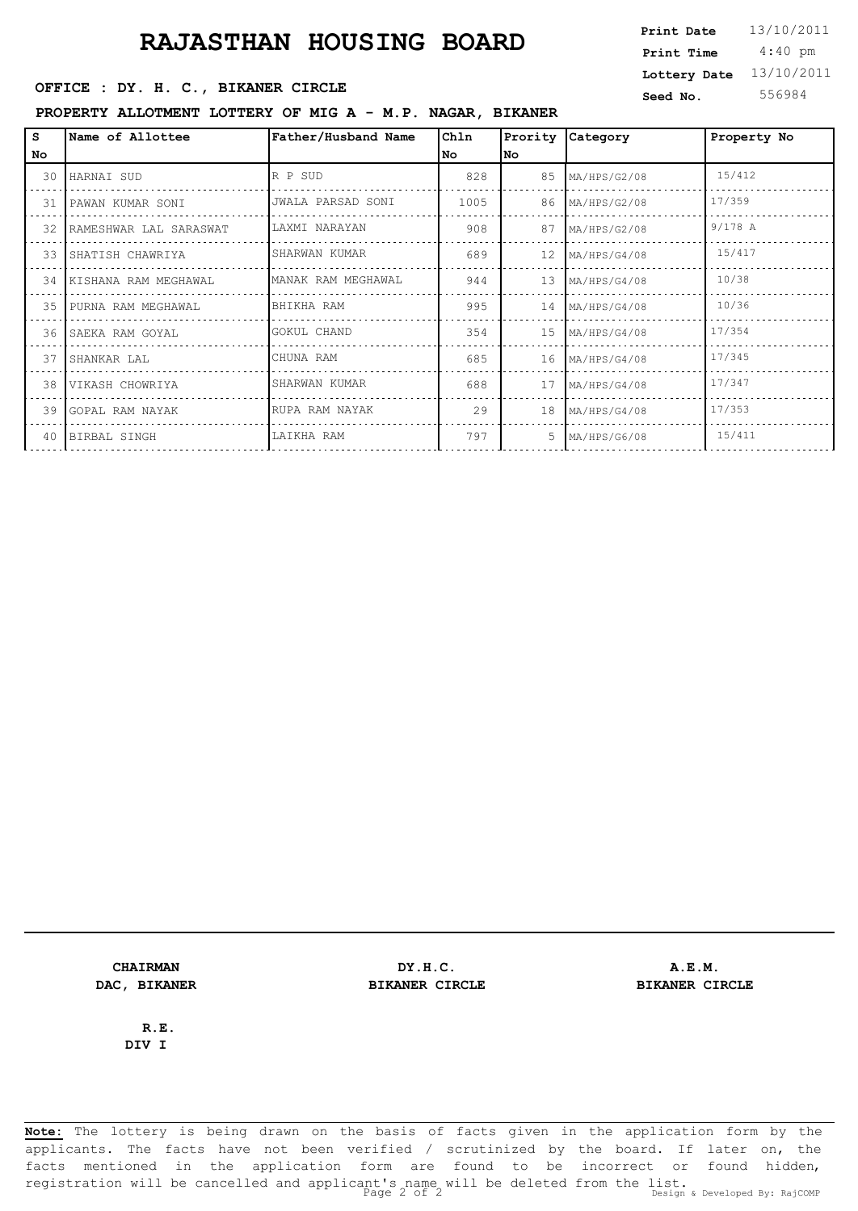# RAJASTHAN HOUSING BOARD

**Print Date** 13/10/2011
**Print Time** 4:40 pm
**Lottery Date** 13/10/2011
**Seed No.** 556984

**OFFICE : DY. H. C., BIKANER CIRCLE**

**PROPERTY ALLOTMENT LOTTERY OF MIG A - M.P. NAGAR, BIKANER**

| S No | Name of Allottee | Father/Husband Name | Chln No | Prority No | Category | Property No |
|---|---|---|---|---|---|---|
| 30 | HARNAI SUD | R P SUD | 828 | 85 | MA/HPS/G2/08 | 15/412 |
| 31 | PAWAN KUMAR SONI | JWALA PARSAD SONI | 1005 | 86 | MA/HPS/G2/08 | 17/359 |
| 32 | RAMESHWAR LAL SARASWAT | LAXMI NARAYAN | 908 | 87 | MA/HPS/G2/08 | 9/178 A |
| 33 | SHATISH CHAWRIYA | SHARWAN KUMAR | 689 | 12 | MA/HPS/G4/08 | 15/417 |
| 34 | KISHANA RAM MEGHAWAL | MANAK RAM MEGHAWAL | 944 | 13 | MA/HPS/G4/08 | 10/38 |
| 35 | PURNA RAM MEGHAWAL | BHIKHA RAM | 995 | 14 | MA/HPS/G4/08 | 10/36 |
| 36 | SAEKA RAM GOYAL | GOKUL CHAND | 354 | 15 | MA/HPS/G4/08 | 17/354 |
| 37 | SHANKAR LAL | CHUNA RAM | 685 | 16 | MA/HPS/G4/08 | 17/345 |
| 38 | VIKASH CHOWRIYA | SHARWAN KUMAR | 688 | 17 | MA/HPS/G4/08 | 17/347 |
| 39 | GOPAL RAM NAYAK | RUPA RAM NAYAK | 29 | 18 | MA/HPS/G4/08 | 17/353 |
| 40 | BIRBAL SINGH | LAIKHA RAM | 797 | 5 | MA/HPS/G6/08 | 15/411 |

**CHAIRMAN**
**DAC, BIKANER**

**DY.H.C.**
**BIKANER CIRCLE**

**A.E.M.**
**BIKANER CIRCLE**

**R.E.**
**DIV I**

**Note:** The lottery is being drawn on the basis of facts given in the application form by the applicants. The facts have not been verified / scrutinized by the board. If later on, the facts mentioned in the application form are found to be incorrect or found hidden, registration will be cancelled and applicant's name will be deleted from the list.

Design & Developed By: RajCOMP